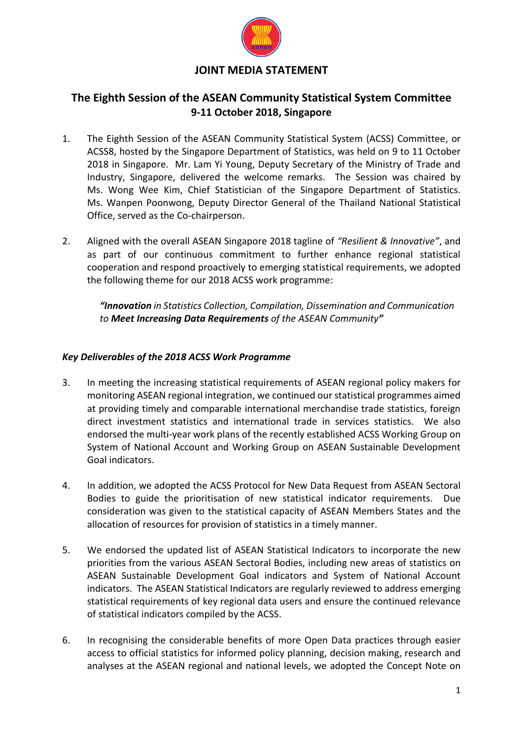# JOINT MEDIA STATEMENT

## The Eighth Session of the ASEAN Community Statistical System Committee 9-11 October 2018, Singapore

1. The Eighth Session of the ASEAN Community Statistical System (ACSS) Committee, or ACSS8, hosted by the Singapore Department of Statistics, was held on 9 to 11 October 2018 in Singapore. Mr. Lam Yi Young, Deputy Secretary of the Ministry of Trade and Industry, Singapore, delivered the welcome remarks. The Session was chaired by Ms. Wong Wee Kim, Chief Statistician of the Singapore Department of Statistics. Ms. Wanpen Poonwong, Deputy Director General of the Thailand National Statistical Office, served as the Co-chairperson.

2. Aligned with the overall ASEAN Singapore 2018 tagline of *"Resilient & Innovative"*, and as part of our continuous commitment to further enhance regional statistical cooperation and respond proactively to emerging statistical requirements, we adopted the following theme for our 2018 ACSS work programme:

   ***"Innovation** in Statistics Collection, Compilation, Dissemination and Communication to **Meet Increasing Data Requirements** of the ASEAN Community**"***

### *Key Deliverables of the 2018 ACSS Work Programme*

3. In meeting the increasing statistical requirements of ASEAN regional policy makers for monitoring ASEAN regional integration, we continued our statistical programmes aimed at providing timely and comparable international merchandise trade statistics, foreign direct investment statistics and international trade in services statistics. We also endorsed the multi-year work plans of the recently established ACSS Working Group on System of National Account and Working Group on ASEAN Sustainable Development Goal indicators.

4. In addition, we adopted the ACSS Protocol for New Data Request from ASEAN Sectoral Bodies to guide the prioritisation of new statistical indicator requirements. Due consideration was given to the statistical capacity of ASEAN Members States and the allocation of resources for provision of statistics in a timely manner.

5. We endorsed the updated list of ASEAN Statistical Indicators to incorporate the new priorities from the various ASEAN Sectoral Bodies, including new areas of statistics on ASEAN Sustainable Development Goal indicators and System of National Account indicators. The ASEAN Statistical Indicators are regularly reviewed to address emerging statistical requirements of key regional data users and ensure the continued relevance of statistical indicators compiled by the ACSS.

6. In recognising the considerable benefits of more Open Data practices through easier access to official statistics for informed policy planning, decision making, research and analyses at the ASEAN regional and national levels, we adopted the Concept Note on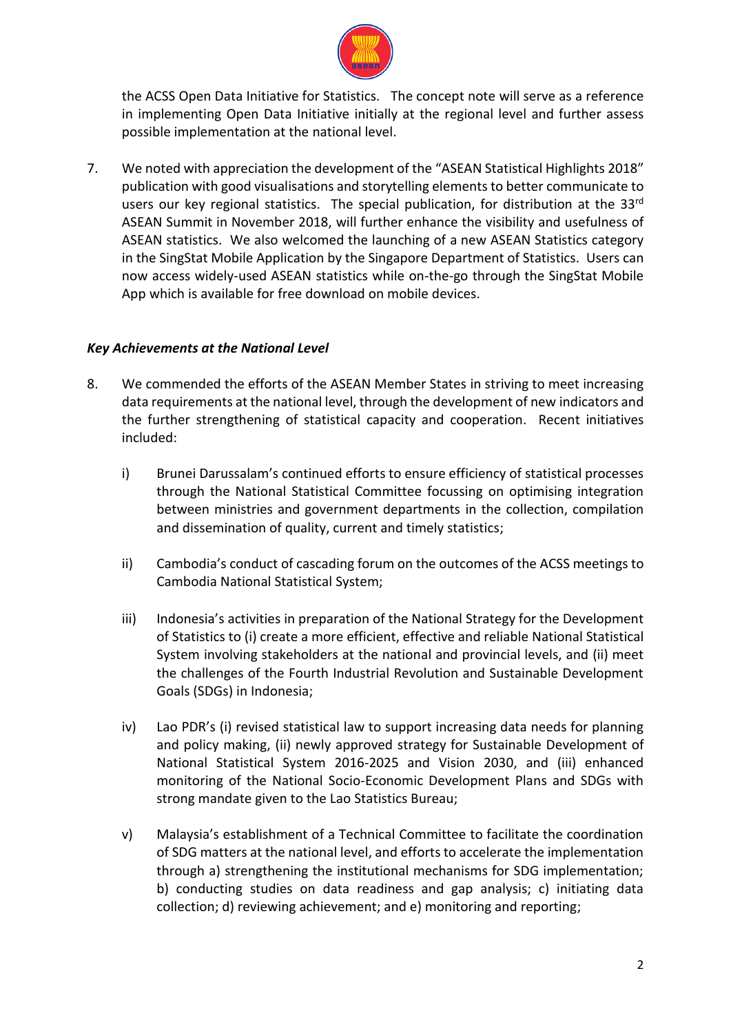the ACSS Open Data Initiative for Statistics. The concept note will serve as a reference in implementing Open Data Initiative initially at the regional level and further assess possible implementation at the national level.

7. We noted with appreciation the development of the "ASEAN Statistical Highlights 2018" publication with good visualisations and storytelling elements to better communicate to users our key regional statistics. The special publication, for distribution at the 33rd ASEAN Summit in November 2018, will further enhance the visibility and usefulness of ASEAN statistics. We also welcomed the launching of a new ASEAN Statistics category in the SingStat Mobile Application by the Singapore Department of Statistics. Users can now access widely-used ASEAN statistics while on-the-go through the SingStat Mobile App which is available for free download on mobile devices.

***Key Achievements at the National Level***

8. We commended the efforts of the ASEAN Member States in striving to meet increasing data requirements at the national level, through the development of new indicators and the further strengthening of statistical capacity and cooperation. Recent initiatives included:

   i) Brunei Darussalam's continued efforts to ensure efficiency of statistical processes through the National Statistical Committee focussing on optimising integration between ministries and government departments in the collection, compilation and dissemination of quality, current and timely statistics;

   ii) Cambodia's conduct of cascading forum on the outcomes of the ACSS meetings to Cambodia National Statistical System;

   iii) Indonesia's activities in preparation of the National Strategy for the Development of Statistics to (i) create a more efficient, effective and reliable National Statistical System involving stakeholders at the national and provincial levels, and (ii) meet the challenges of the Fourth Industrial Revolution and Sustainable Development Goals (SDGs) in Indonesia;

   iv) Lao PDR's (i) revised statistical law to support increasing data needs for planning and policy making, (ii) newly approved strategy for Sustainable Development of National Statistical System 2016-2025 and Vision 2030, and (iii) enhanced monitoring of the National Socio-Economic Development Plans and SDGs with strong mandate given to the Lao Statistics Bureau;

   v) Malaysia's establishment of a Technical Committee to facilitate the coordination of SDG matters at the national level, and efforts to accelerate the implementation through a) strengthening the institutional mechanisms for SDG implementation; b) conducting studies on data readiness and gap analysis; c) initiating data collection; d) reviewing achievement; and e) monitoring and reporting;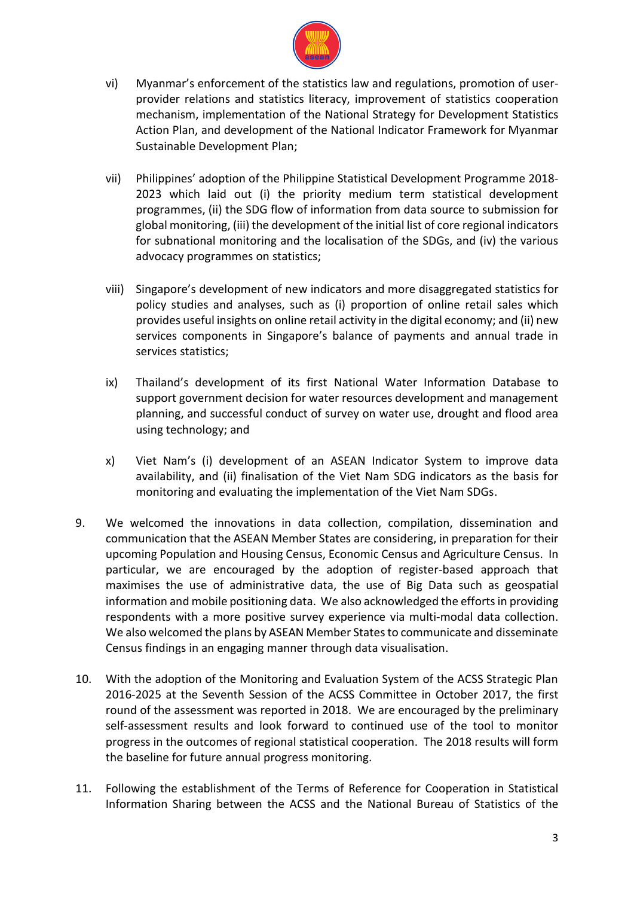vi) Myanmar's enforcement of the statistics law and regulations, promotion of user-provider relations and statistics literacy, improvement of statistics cooperation mechanism, implementation of the National Strategy for Development Statistics Action Plan, and development of the National Indicator Framework for Myanmar Sustainable Development Plan;

vii) Philippines' adoption of the Philippine Statistical Development Programme 2018-2023 which laid out (i) the priority medium term statistical development programmes, (ii) the SDG flow of information from data source to submission for global monitoring, (iii) the development of the initial list of core regional indicators for subnational monitoring and the localisation of the SDGs, and (iv) the various advocacy programmes on statistics;

viii) Singapore's development of new indicators and more disaggregated statistics for policy studies and analyses, such as (i) proportion of online retail sales which provides useful insights on online retail activity in the digital economy; and (ii) new services components in Singapore's balance of payments and annual trade in services statistics;

ix) Thailand's development of its first National Water Information Database to support government decision for water resources development and management planning, and successful conduct of survey on water use, drought and flood area using technology; and

x) Viet Nam's (i) development of an ASEAN Indicator System to improve data availability, and (ii) finalisation of the Viet Nam SDG indicators as the basis for monitoring and evaluating the implementation of the Viet Nam SDGs.

9. We welcomed the innovations in data collection, compilation, dissemination and communication that the ASEAN Member States are considering, in preparation for their upcoming Population and Housing Census, Economic Census and Agriculture Census. In particular, we are encouraged by the adoption of register-based approach that maximises the use of administrative data, the use of Big Data such as geospatial information and mobile positioning data. We also acknowledged the efforts in providing respondents with a more positive survey experience via multi-modal data collection. We also welcomed the plans by ASEAN Member States to communicate and disseminate Census findings in an engaging manner through data visualisation.

10. With the adoption of the Monitoring and Evaluation System of the ACSS Strategic Plan 2016-2025 at the Seventh Session of the ACSS Committee in October 2017, the first round of the assessment was reported in 2018. We are encouraged by the preliminary self-assessment results and look forward to continued use of the tool to monitor progress in the outcomes of regional statistical cooperation. The 2018 results will form the baseline for future annual progress monitoring.

11. Following the establishment of the Terms of Reference for Cooperation in Statistical Information Sharing between the ACSS and the National Bureau of Statistics of the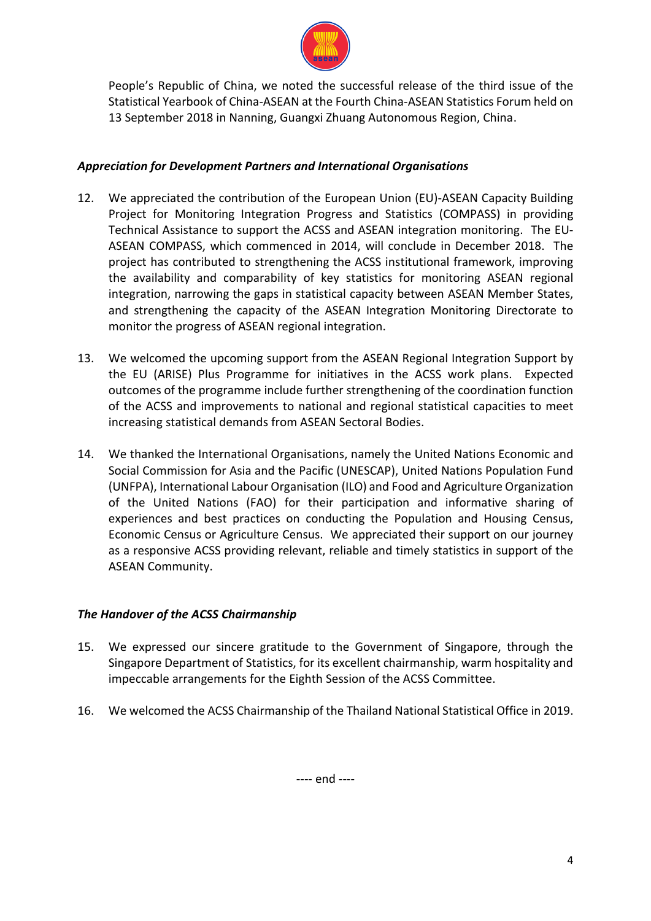People's Republic of China, we noted the successful release of the third issue of the Statistical Yearbook of China-ASEAN at the Fourth China-ASEAN Statistics Forum held on 13 September 2018 in Nanning, Guangxi Zhuang Autonomous Region, China.

***Appreciation for Development Partners and International Organisations***

12. We appreciated the contribution of the European Union (EU)-ASEAN Capacity Building Project for Monitoring Integration Progress and Statistics (COMPASS) in providing Technical Assistance to support the ACSS and ASEAN integration monitoring. The EU-ASEAN COMPASS, which commenced in 2014, will conclude in December 2018. The project has contributed to strengthening the ACSS institutional framework, improving the availability and comparability of key statistics for monitoring ASEAN regional integration, narrowing the gaps in statistical capacity between ASEAN Member States, and strengthening the capacity of the ASEAN Integration Monitoring Directorate to monitor the progress of ASEAN regional integration.

13. We welcomed the upcoming support from the ASEAN Regional Integration Support by the EU (ARISE) Plus Programme for initiatives in the ACSS work plans. Expected outcomes of the programme include further strengthening of the coordination function of the ACSS and improvements to national and regional statistical capacities to meet increasing statistical demands from ASEAN Sectoral Bodies.

14. We thanked the International Organisations, namely the United Nations Economic and Social Commission for Asia and the Pacific (UNESCAP), United Nations Population Fund (UNFPA), International Labour Organisation (ILO) and Food and Agriculture Organization of the United Nations (FAO) for their participation and informative sharing of experiences and best practices on conducting the Population and Housing Census, Economic Census or Agriculture Census. We appreciated their support on our journey as a responsive ACSS providing relevant, reliable and timely statistics in support of the ASEAN Community.

***The Handover of the ACSS Chairmanship***

15. We expressed our sincere gratitude to the Government of Singapore, through the Singapore Department of Statistics, for its excellent chairmanship, warm hospitality and impeccable arrangements for the Eighth Session of the ACSS Committee.

16. We welcomed the ACSS Chairmanship of the Thailand National Statistical Office in 2019.

---- end ----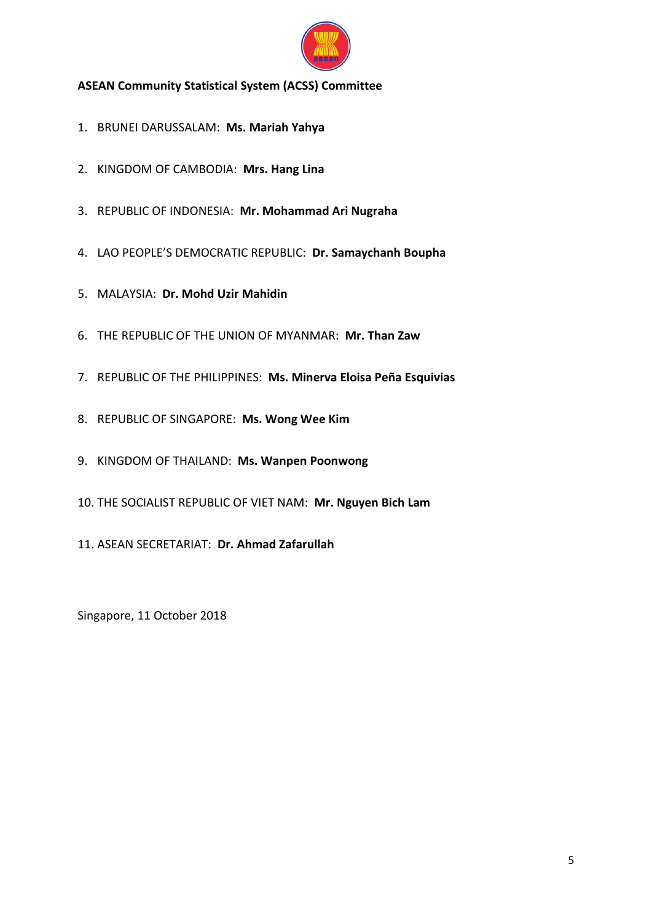**ASEAN Community Statistical System (ACSS) Committee**

1. BRUNEI DARUSSALAM: **Ms. Mariah Yahya**
2. KINGDOM OF CAMBODIA: **Mrs. Hang Lina**
3. REPUBLIC OF INDONESIA: **Mr. Mohammad Ari Nugraha**
4. LAO PEOPLE'S DEMOCRATIC REPUBLIC: **Dr. Samaychanh Boupha**
5. MALAYSIA: **Dr. Mohd Uzir Mahidin**
6. THE REPUBLIC OF THE UNION OF MYANMAR: **Mr. Than Zaw**
7. REPUBLIC OF THE PHILIPPINES: **Ms. Minerva Eloisa Peña Esquivias**
8. REPUBLIC OF SINGAPORE: **Ms. Wong Wee Kim**
9. KINGDOM OF THAILAND: **Ms. Wanpen Poonwong**
10. THE SOCIALIST REPUBLIC OF VIET NAM: **Mr. Nguyen Bich Lam**
11. ASEAN SECRETARIAT: **Dr. Ahmad Zafarullah**

Singapore, 11 October 2018